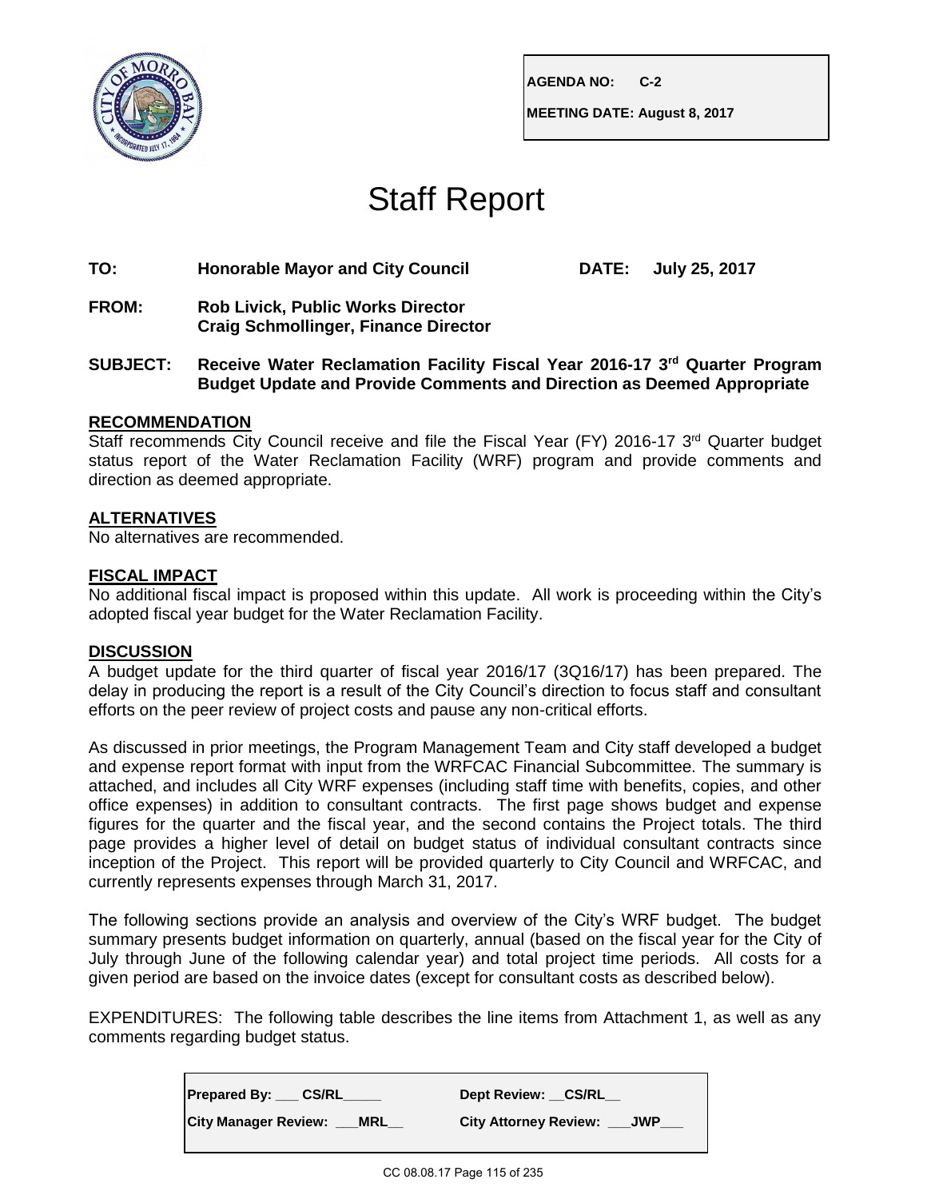| AGENDA NO: | C-2 |
|---|---|
| MEETING DATE: | August 8, 2017 |

# Staff Report

**TO:** **Honorable Mayor and City Council** **DATE: July 25, 2017**

**FROM:** **Rob Livick, Public Works Director**
**Craig Schmollinger, Finance Director**

**SUBJECT: Receive Water Reclamation Facility Fiscal Year 2016-17 3rd Quarter Program Budget Update and Provide Comments and Direction as Deemed Appropriate**

## RECOMMENDATION

Staff recommends City Council receive and file the Fiscal Year (FY) 2016-17 3rd Quarter budget status report of the Water Reclamation Facility (WRF) program and provide comments and direction as deemed appropriate.

## ALTERNATIVES

No alternatives are recommended.

## FISCAL IMPACT

No additional fiscal impact is proposed within this update. All work is proceeding within the City's adopted fiscal year budget for the Water Reclamation Facility.

## DISCUSSION

A budget update for the third quarter of fiscal year 2016/17 (3Q16/17) has been prepared. The delay in producing the report is a result of the City Council's direction to focus staff and consultant efforts on the peer review of project costs and pause any non-critical efforts.

As discussed in prior meetings, the Program Management Team and City staff developed a budget and expense report format with input from the WRFCAC Financial Subcommittee. The summary is attached, and includes all City WRF expenses (including staff time with benefits, copies, and other office expenses) in addition to consultant contracts. The first page shows budget and expense figures for the quarter and the fiscal year, and the second contains the Project totals. The third page provides a higher level of detail on budget status of individual consultant contracts since inception of the Project. This report will be provided quarterly to City Council and WRFCAC, and currently represents expenses through March 31, 2017.

The following sections provide an analysis and overview of the City's WRF budget. The budget summary presents budget information on quarterly, annual (based on the fiscal year for the City of July through June of the following calendar year) and total project time periods. All costs for a given period are based on the invoice dates (except for consultant costs as described below).

EXPENDITURES: The following table describes the line items from Attachment 1, as well as any comments regarding budget status.

| Prepared By: ___ CS/RL_____ | Dept Review: __CS/RL__ |
|---|---|
| City Manager Review: ___MRL__ | City Attorney Review: ___JWP___ |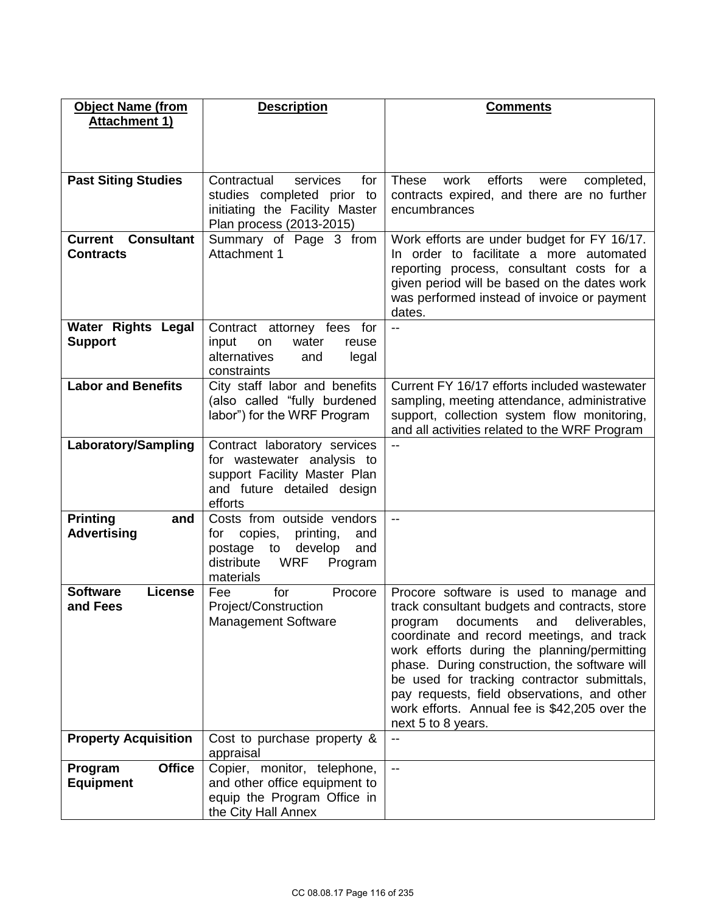| Object Name (from Attachment 1) | Description | Comments |
| --- | --- | --- |
| **Past Siting Studies** | Contractual services for studies completed prior to initiating the Facility Master Plan process (2013-2015) | These work efforts were completed, contracts expired, and there are no further encumbrances |
| **Current Consultant Contracts** | Summary of Page 3 from Attachment 1 | Work efforts are under budget for FY 16/17. In order to facilitate a more automated reporting process, consultant costs for a given period will be based on the dates work was performed instead of invoice or payment dates. |
| **Water Rights Legal Support** | Contract attorney fees for input on water reuse alternatives and legal constraints | -- |
| **Labor and Benefits** | City staff labor and benefits (also called "fully burdened labor") for the WRF Program | Current FY 16/17 efforts included wastewater sampling, meeting attendance, administrative support, collection system flow monitoring, and all activities related to the WRF Program |
| **Laboratory/Sampling** | Contract laboratory services for wastewater analysis to support Facility Master Plan and future detailed design efforts | -- |
| **Printing and Advertising** | Costs from outside vendors for copies, printing, and postage to develop and distribute WRF Program materials | -- |
| **Software License and Fees** | Fee for Procore Project/Construction Management Software | Procore software is used to manage and track consultant budgets and contracts, store program documents and deliverables, coordinate and record meetings, and track work efforts during the planning/permitting phase. During construction, the software will be used for tracking contractor submittals, pay requests, field observations, and other work efforts. Annual fee is $42,205 over the next 5 to 8 years. |
| **Property Acquisition** | Cost to purchase property & appraisal | -- |
| **Program Office Equipment** | Copier, monitor, telephone, and other office equipment to equip the Program Office in the City Hall Annex | -- |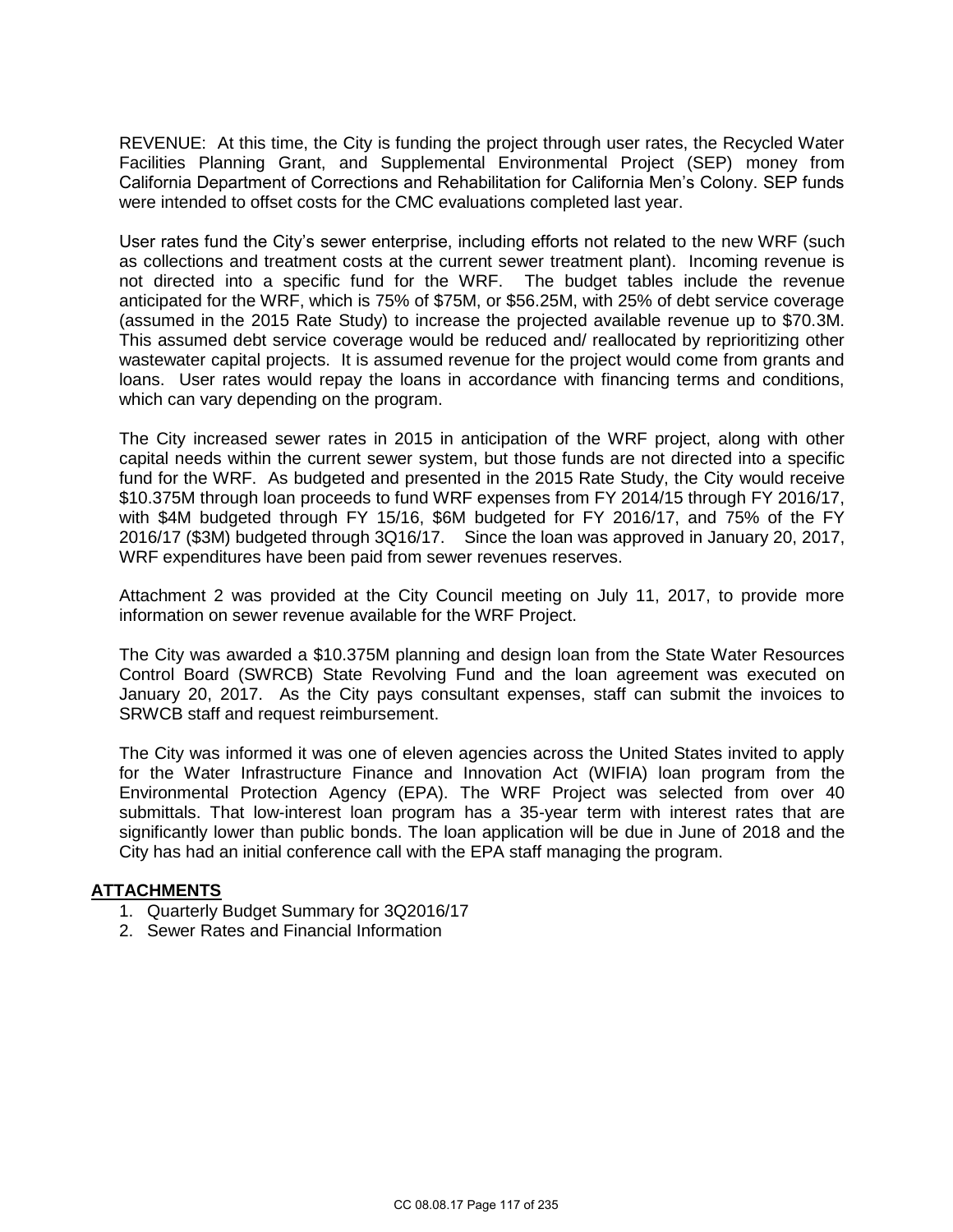REVENUE: At this time, the City is funding the project through user rates, the Recycled Water Facilities Planning Grant, and Supplemental Environmental Project (SEP) money from California Department of Corrections and Rehabilitation for California Men's Colony. SEP funds were intended to offset costs for the CMC evaluations completed last year.

User rates fund the City's sewer enterprise, including efforts not related to the new WRF (such as collections and treatment costs at the current sewer treatment plant). Incoming revenue is not directed into a specific fund for the WRF. The budget tables include the revenue anticipated for the WRF, which is 75% of $75M, or $56.25M, with 25% of debt service coverage (assumed in the 2015 Rate Study) to increase the projected available revenue up to $70.3M. This assumed debt service coverage would be reduced and/ reallocated by reprioritizing other wastewater capital projects. It is assumed revenue for the project would come from grants and loans. User rates would repay the loans in accordance with financing terms and conditions, which can vary depending on the program.

The City increased sewer rates in 2015 in anticipation of the WRF project, along with other capital needs within the current sewer system, but those funds are not directed into a specific fund for the WRF. As budgeted and presented in the 2015 Rate Study, the City would receive $10.375M through loan proceeds to fund WRF expenses from FY 2014/15 through FY 2016/17, with $4M budgeted through FY 15/16, $6M budgeted for FY 2016/17, and 75% of the FY 2016/17 ($3M) budgeted through 3Q16/17. Since the loan was approved in January 20, 2017, WRF expenditures have been paid from sewer revenues reserves.

Attachment 2 was provided at the City Council meeting on July 11, 2017, to provide more information on sewer revenue available for the WRF Project.

The City was awarded a $10.375M planning and design loan from the State Water Resources Control Board (SWRCB) State Revolving Fund and the loan agreement was executed on January 20, 2017. As the City pays consultant expenses, staff can submit the invoices to SRWCB staff and request reimbursement.

The City was informed it was one of eleven agencies across the United States invited to apply for the Water Infrastructure Finance and Innovation Act (WIFIA) loan program from the Environmental Protection Agency (EPA). The WRF Project was selected from over 40 submittals. That low-interest loan program has a 35-year term with interest rates that are significantly lower than public bonds. The loan application will be due in June of 2018 and the City has had an initial conference call with the EPA staff managing the program.

## ATTACHMENTS

1. Quarterly Budget Summary for 3Q2016/17
2. Sewer Rates and Financial Information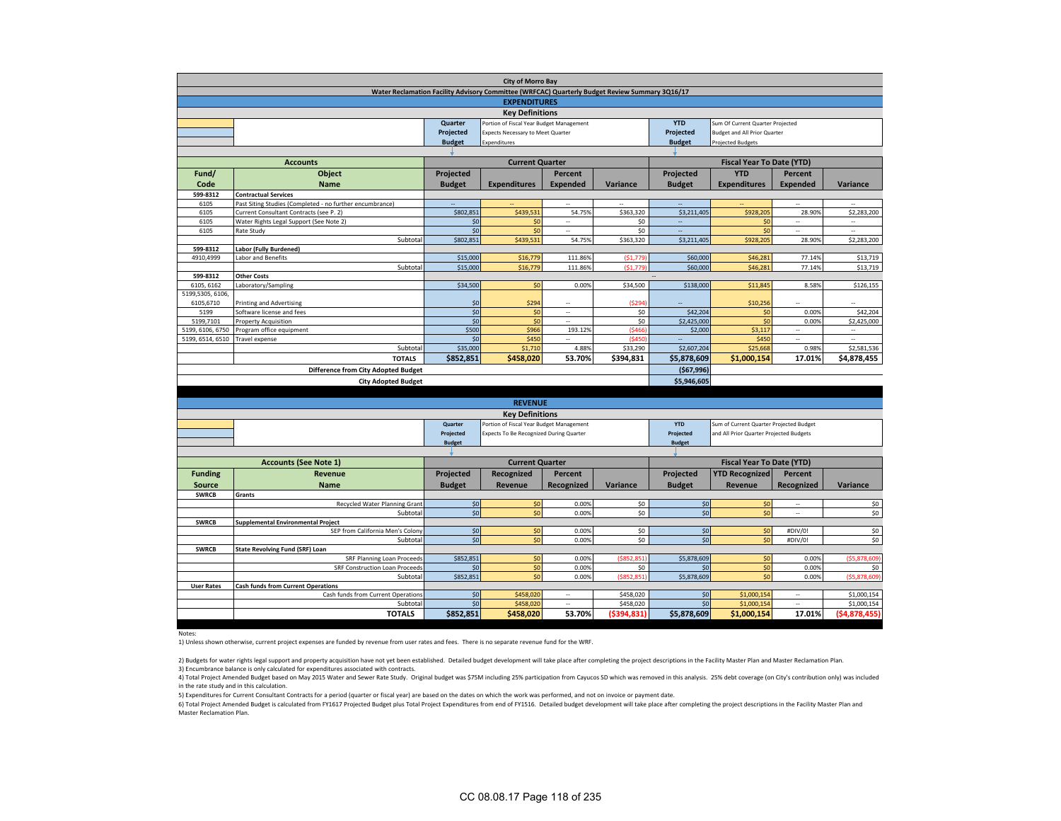# City of Morro Bay

## Water Reclamation Facility Advisory Committee (WRFCAC) Quarterly Budget Review Summary 3Q16/17

### EXPENDITURES

**Key Definitions**

| | | | |
|---|---|---|---|
| **Quarter Projected Budget** | Portion of Fiscal Year Budget Management Expects Necessary to Meet Quarter Expenditures | **YTD Projected Budget** | Sum Of Current Quarter Projected Budget and All Prior Quarter Projected Budgets |

| Fund/ Code | Object Name | Current Quarter Projected Budget | Current Quarter Expenditures | Current Quarter Percent Expended | Current Quarter Variance | YTD Projected Budget | YTD Expenditures | YTD Percent Expended | YTD Variance |
|---|---|---|---|---|---|---|---|---|---|
| **599-8312** | **Contractual Services** | | | | | | | | |
| 6105 | Past Siting Studies (Completed - no further encumbrance) | -- | -- | -- | -- | -- | -- | -- | -- |
| 6105 | Current Consultant Contracts (see P. 2) | $802,851 | $439,531 | 54.75% | $363,320 | $3,211,405 | $928,205 | 28.90% | $2,283,200 |
| 6105 | Water Rights Legal Support (See Note 2) | $0 | $0 | -- | $0 | -- | $0 | -- | -- |
| 6105 | Rate Study | $0 | $0 | -- | $0 | -- | $0 | -- | -- |
| | Subtotal | $802,851 | $439,531 | 54.75% | $363,320 | $3,211,405 | $928,205 | 28.90% | $2,283,200 |
| **599-8312** | **Labor (Fully Burdened)** | | | | | | | | |
| 4910,4999 | Labor and Benefits | $15,000 | $16,779 | 111.86% | ($1,779) | $60,000 | $46,281 | 77.14% | $13,719 |
| | Subtotal | $15,000 | $16,779 | 111.86% | ($1,779) | $60,000 | $46,281 | 77.14% | $13,719 |
| **599-8312** | **Other Costs** | | | | | -- | | | |
| 6105, 6162 | Laboratory/Sampling | $34,500 | $0 | 0.00% | $34,500 | $138,000 | $11,845 | 8.58% | $126,155 |
| 5199,5305, 6106, 6105,6710 | Printing and Advertising | $0 | $294 | -- | ($294) | -- | $10,256 | -- | -- |
| 5199 | Software license and fees | $0 | $0 | -- | $0 | $42,204 | $0 | 0.00% | $42,204 |
| 5199,7101 | Property Acquisition | $0 | $0 | -- | $0 | $2,425,000 | $0 | 0.00% | $2,425,000 |
| 5199, 6106, 6750 | Program office equipment | $500 | $966 | 193.12% | ($466) | $2,000 | $3,117 | -- | -- |
| 5199, 6514, 6510 | Travel expense | $0 | $450 | -- | ($450) | -- | $450 | -- | -- |
| | Subtotal | $35,000 | $1,710 | 4.88% | $33,290 | $2,607,204 | $25,668 | 0.98% | $2,581,536 |
| | **TOTALS** | **$852,851** | **$458,020** | **53.70%** | **$394,831** | **$5,878,609** | **$1,000,154** | **17.01%** | **$4,878,455** |
| | **Difference from City Adopted Budget** | | | | | **($67,996)** | | | |
| | **City Adopted Budget** | | | | | **$5,946,605** | | | |

### REVENUE

**Key Definitions**

| | | | |
|---|---|---|---|
| **Quarter Projected Budget** | Portion of Fiscal Year Budget Management Expects To Be Recognized During Quarter | **YTD Projected Budget** | Sum of Current Quarter Projected Budget and All Prior Quarter Projected Budgets |

| Funding Source | Revenue Name (Accounts (See Note 1)) | Current Quarter Projected Budget | Current Quarter Recognized Revenue | Current Quarter Percent Recognized | Current Quarter Variance | YTD Projected Budget | YTD Recognized Revenue | YTD Percent Recognized | YTD Variance |
|---|---|---|---|---|---|---|---|---|---|
| **SWRCB** | **Grants** | | | | | | | | |
| | Recycled Water Planning Grant | $0 | $0 | 0.00% | $0 | $0 | $0 | -- | $0 |
| | Subtotal | $0 | $0 | 0.00% | $0 | $0 | $0 | -- | $0 |
| **SWRCB** | **Supplemental Environmental Project** | | | | | | | | |
| | SEP from California Men's Colony | $0 | $0 | 0.00% | $0 | $0 | $0 | #DIV/0! | $0 |
| | Subtotal | $0 | $0 | 0.00% | $0 | $0 | $0 | #DIV/0! | $0 |
| **SWRCB** | **State Revolving Fund (SRF) Loan** | | | | | | | | |
| | SRF Planning Loan Proceeds | $852,851 | $0 | 0.00% | ($852,851) | $5,878,609 | $0 | 0.00% | ($5,878,609) |
| | SRF Construction Loan Proceeds | $0 | $0 | 0.00% | $0 | $0 | $0 | 0.00% | $0 |
| | Subtotal | $852,851 | $0 | 0.00% | ($852,851) | $5,878,609 | $0 | 0.00% | ($5,878,609) |
| **User Rates** | **Cash funds from Current Operations** | | | | | | | | |
| | Cash funds from Current Operations | $0 | $458,020 | -- | $458,020 | $0 | $1,000,154 | -- | $1,000,154 |
| | Subtotal | $0 | $458,020 | -- | $458,020 | $0 | $1,000,154 | -- | $1,000,154 |
| | **TOTALS** | **$852,851** | **$458,020** | **53.70%** | **($394,831)** | **$5,878,609** | **$1,000,154** | **17.01%** | **($4,878,455)** |

Notes:

1) Unless shown otherwise, current project expenses are funded by revenue from user rates and fees. There is no separate revenue fund for the WRF.

2) Budgets for water rights legal support and property acquisition have not yet been established. Detailed budget development will take place after completing the project descriptions in the Facility Master Plan and Master Reclamation Plan.

3) Encumbrance balance is only calculated for expenditures associated with contracts.

4) Total Project Amended Budget based on May 2015 Water and Sewer Rate Study. Original budget was $75M including 25% participation from Cayucos SD which was removed in this analysis. 25% debt coverage (on City's contribution only) was included in the rate study and in this calculation.

5) Expenditures for Current Consultant Contracts for a period (quarter or fiscal year) are based on the dates on which the work was performed, and not on invoice or payment date.

6) Total Project Amended Budget is calculated from FY1617 Projected Budget plus Total Project Expenditures from end of FY1516. Detailed budget development will take place after completing the project descriptions in the Facility Master Plan and Master Reclamation Plan.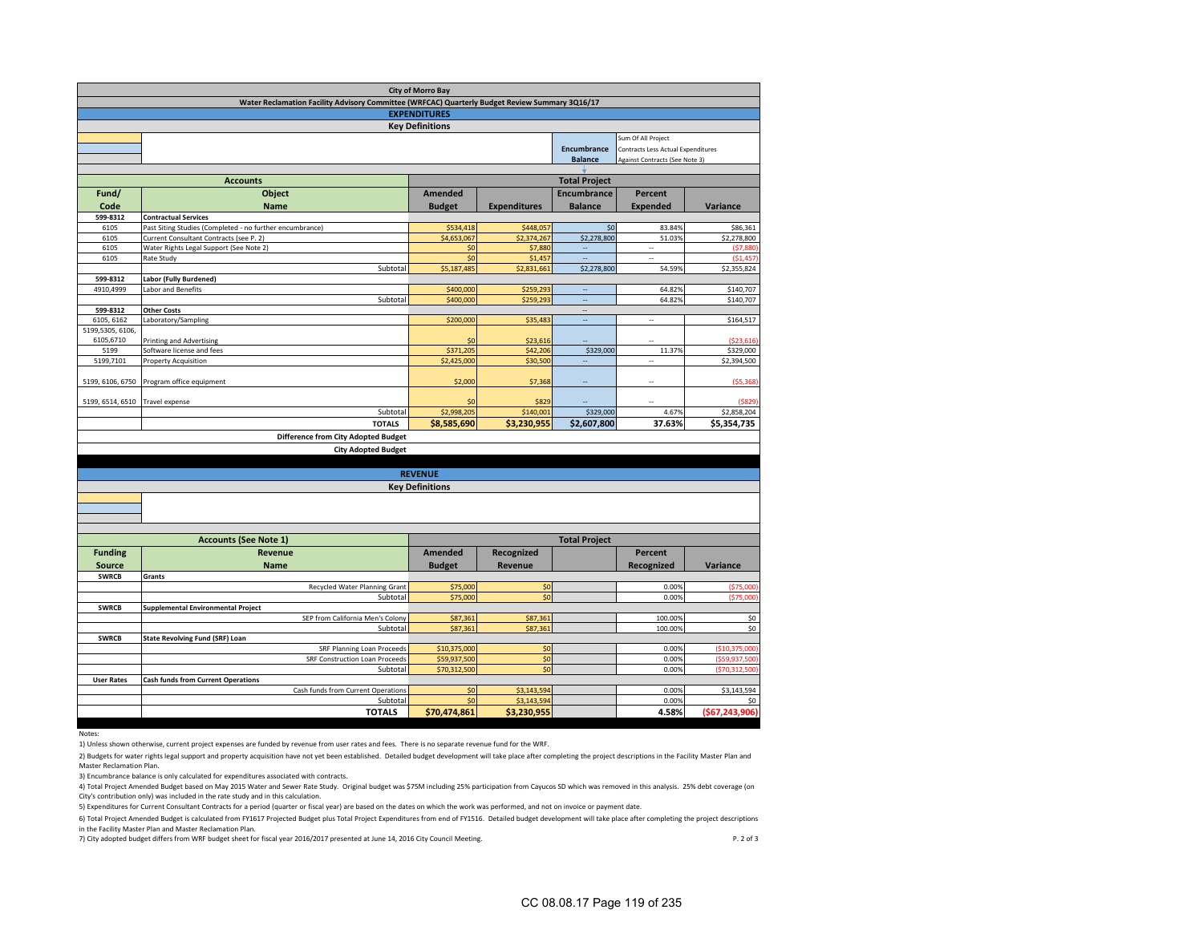# City of Morro Bay

## Water Reclamation Facility Advisory Committee (WRFCAC) Quarterly Budget Review Summary 3Q16/17

## EXPENDITURES

### Key Definitions

| | | |
|---|---|---|
| | **Encumbrance Balance** | Sum Of All Project Contracts Less Actual Expenditures Against Contracts (See Note 3) |

| Accounts | | Total Project | | | | |
|---|---|---|---|---|---|---|
| **Fund/ Code** | **Object Name** | **Amended Budget** | **Expenditures** | **Encumbrance Balance** | **Percent Expended** | **Variance** |
| **599-8312** | **Contractual Services** | | | | | |
| 6105 | Past Siting Studies (Completed - no further encumbrance) | $534,418 | $448,057 | $0 | 83.84% | $86,361 |
| 6105 | Current Consultant Contracts (see P. 2) | $4,653,067 | $2,374,267 | $2,278,800 | 51.03% | $2,278,800 |
| 6105 | Water Rights Legal Support (See Note 2) | $0 | $7,880 | -- | -- | ($7,880) |
| 6105 | Rate Study | $0 | $1,457 | -- | -- | ($1,457) |
| | Subtotal | $5,187,485 | $2,831,661 | $2,278,800 | 54.59% | $2,355,824 |
| **599-8312** | **Labor (Fully Burdened)** | | | | | |
| 4910,4999 | Labor and Benefits | $400,000 | $259,293 | -- | 64.82% | $140,707 |
| | Subtotal | $400,000 | $259,293 | -- | 64.82% | $140,707 |
| **599-8312** | **Other Costs** | | | -- | | |
| 6105, 6162 | Laboratory/Sampling | $200,000 | $35,483 | -- | -- | $164,517 |
| 5199,5305, 6106, 6105,6710 | Printing and Advertising | $0 | $23,616 | -- | -- | ($23,616) |
| 5199 | Software license and fees | $371,205 | $42,206 | $329,000 | 11.37% | $329,000 |
| 5199,7101 | Property Acquisition | $2,425,000 | $30,500 | -- | -- | $2,394,500 |
| 5199, 6106, 6750 | Program office equipment | $2,000 | $7,368 | -- | -- | ($5,368) |
| 5199, 6514, 6510 | Travel expense | $0 | $829 | -- | -- | ($829) |
| | Subtotal | $2,998,205 | $140,001 | $329,000 | 4.67% | $2,858,204 |
| | **TOTALS** | **$8,585,690** | **$3,230,955** | **$2,607,800** | **37.63%** | **$5,354,735** |
| | **Difference from City Adopted Budget** | | | | | |
| | **City Adopted Budget** | | | | | |

## REVENUE

### Key Definitions

| Accounts (See Note 1) | | Total Project | | | | |
|---|---|---|---|---|---|---|
| **Funding Source** | **Revenue Name** | **Amended Budget** | **Recognized Revenue** | | **Percent Recognized** | **Variance** |
| **SWRCB** | **Grants** | | | | | |
| | Recycled Water Planning Grant | $75,000 | $0 | | 0.00% | ($75,000) |
| | Subtotal | $75,000 | $0 | | 0.00% | ($75,000) |
| **SWRCB** | **Supplemental Environmental Project** | | | | | |
| | SEP from California Men's Colony | $87,361 | $87,361 | | 100.00% | $0 |
| | Subtotal | $87,361 | $87,361 | | 100.00% | $0 |
| **SWRCB** | **State Revolving Fund (SRF) Loan** | | | | | |
| | SRF Planning Loan Proceeds | $10,375,000 | $0 | | 0.00% | ($10,375,000) |
| | SRF Construction Loan Proceeds | $59,937,500 | $0 | | 0.00% | ($59,937,500) |
| | Subtotal | $70,312,500 | $0 | | 0.00% | ($70,312,500) |
| **User Rates** | **Cash funds from Current Operations** | | | | | |
| | Cash funds from Current Operations | $0 | $3,143,594 | | 0.00% | $3,143,594 |
| | Subtotal | $0 | $3,143,594 | | 0.00% | $0 |
| | **TOTALS** | **$70,474,861** | **$3,230,955** | | **4.58%** | **($67,243,906)** |

Notes:

1) Unless shown otherwise, current project expenses are funded by revenue from user rates and fees. There is no separate revenue fund for the WRF.

2) Budgets for water rights legal support and property acquisition have not yet been established. Detailed budget development will take place after completing the project descriptions in the Facility Master Plan and Master Reclamation Plan.

3) Encumbrance balance is only calculated for expenditures associated with contracts.

4) Total Project Amended Budget based on May 2015 Water and Sewer Rate Study. Original budget was $75M including 25% participation from Cayucos SD which was removed in this analysis. 25% debt coverage (on City's contribution only) was included in the rate study and in this calculation.

5) Expenditures for Current Consultant Contracts for a period (quarter or fiscal year) are based on the dates on which the work was performed, and not on invoice or payment date.

6) Total Project Amended Budget is calculated from FY1617 Projected Budget plus Total Project Expenditures from end of FY1516. Detailed budget development will take place after completing the project descriptions in the Facility Master Plan and Master Reclamation Plan.

7) City adopted budget differs from WRF budget sheet for fiscal year 2016/2017 presented at June 14, 2016 City Council Meeting.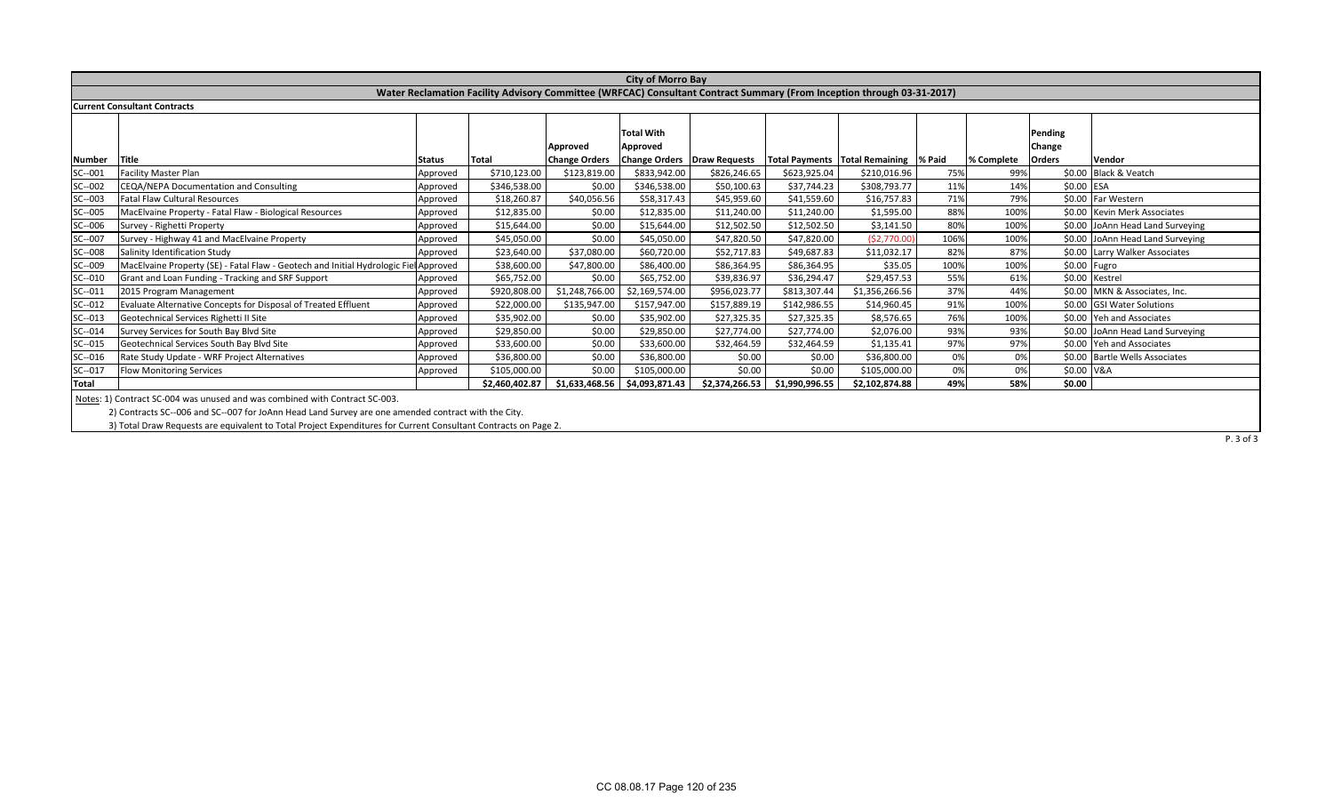# City of Morro Bay

## Water Reclamation Facility Advisory Committee (WRFCAC) Consultant Contract Summary (From Inception through 03-31-2017)

### Current Consultant Contracts

| Number | Title | Status | Total | Approved Change Orders | Total With Approved Change Orders | Draw Requests | Total Payments | Total Remaining | % Paid | % Complete | Pending Change Orders | Vendor |
|---|---|---|---|---|---|---|---|---|---|---|---|---|
| SC--001 | Facility Master Plan | Approved | $710,123.00 | $123,819.00 | $833,942.00 | $826,246.65 | $623,925.04 | $210,016.96 | 75% | 99% | $0.00 | Black & Veatch |
| SC--002 | CEQA/NEPA Documentation and Consulting | Approved | $346,538.00 | $0.00 | $346,538.00 | $50,100.63 | $37,744.23 | $308,793.77 | 11% | 14% | $0.00 | ESA |
| SC--003 | Fatal Flaw Cultural Resources | Approved | $18,260.87 | $40,056.56 | $58,317.43 | $45,959.60 | $41,559.60 | $16,757.83 | 71% | 79% | $0.00 | Far Western |
| SC--005 | MacElvaine Property - Fatal Flaw - Biological Resources | Approved | $12,835.00 | $0.00 | $12,835.00 | $11,240.00 | $11,240.00 | $1,595.00 | 88% | 100% | $0.00 | Kevin Merk Associates |
| SC--006 | Survey - Righetti Property | Approved | $15,644.00 | $0.00 | $15,644.00 | $12,502.50 | $12,502.50 | $3,141.50 | 80% | 100% | $0.00 | JoAnn Head Land Surveying |
| SC--007 | Survey - Highway 41 and MacElvaine Property | Approved | $45,050.00 | $0.00 | $45,050.00 | $47,820.50 | $47,820.00 | ($2,770.00) | 106% | 100% | $0.00 | JoAnn Head Land Surveying |
| SC--008 | Salinity Identification Study | Approved | $23,640.00 | $37,080.00 | $60,720.00 | $52,717.83 | $49,687.83 | $11,032.17 | 82% | 87% | $0.00 | Larry Walker Associates |
| SC--009 | MacElvaine Property (SE) - Fatal Flaw - Geotech and Initial Hydrologic Fiel | Approved | $38,600.00 | $47,800.00 | $86,400.00 | $86,364.95 | $86,364.95 | $35.05 | 100% | 100% | $0.00 | Fugro |
| SC--010 | Grant and Loan Funding - Tracking and SRF Support | Approved | $65,752.00 | $0.00 | $65,752.00 | $39,836.97 | $36,294.47 | $29,457.53 | 55% | 61% | $0.00 | Kestrel |
| SC--011 | 2015 Program Management | Approved | $920,808.00 | $1,248,766.00 | $2,169,574.00 | $956,023.77 | $813,307.44 | $1,356,266.56 | 37% | 44% | $0.00 | MKN & Associates, Inc. |
| SC--012 | Evaluate Alternative Concepts for Disposal of Treated Effluent | Approved | $22,000.00 | $135,947.00 | $157,947.00 | $157,889.19 | $142,986.55 | $14,960.45 | 91% | 100% | $0.00 | GSI Water Solutions |
| SC--013 | Geotechnical Services Righetti II Site | Approved | $35,902.00 | $0.00 | $35,902.00 | $27,325.35 | $27,325.35 | $8,576.65 | 76% | 100% | $0.00 | Yeh and Associates |
| SC--014 | Survey Services for South Bay Blvd Site | Approved | $29,850.00 | $0.00 | $29,850.00 | $27,774.00 | $27,774.00 | $2,076.00 | 93% | 93% | $0.00 | JoAnn Head Land Surveying |
| SC--015 | Geotechnical Services South Bay Blvd Site | Approved | $33,600.00 | $0.00 | $33,600.00 | $32,464.59 | $32,464.59 | $1,135.41 | 97% | 97% | $0.00 | Yeh and Associates |
| SC--016 | Rate Study Update - WRF Project Alternatives | Approved | $36,800.00 | $0.00 | $36,800.00 | $0.00 | $0.00 | $36,800.00 | 0% | 0% | $0.00 | Bartle Wells Associates |
| SC--017 | Flow Monitoring Services | Approved | $105,000.00 | $0.00 | $105,000.00 | $0.00 | $0.00 | $105,000.00 | 0% | 0% | $0.00 | V&A |
| Total | | | $2,460,402.87 | $1,633,468.56 | $4,093,871.43 | $2,374,266.53 | $1,990,996.55 | $2,102,874.88 | 49% | 58% | $0.00 | |

Notes: 1) Contract SC-004 was unused and was combined with Contract SC-003.

2) Contracts SC--006 and SC--007 for JoAnn Head Land Survey are one amended contract with the City.

3) Total Draw Requests are equivalent to Total Project Expenditures for Current Consultant Contracts on Page 2.

CC 08.08.17 Page 120 of 235